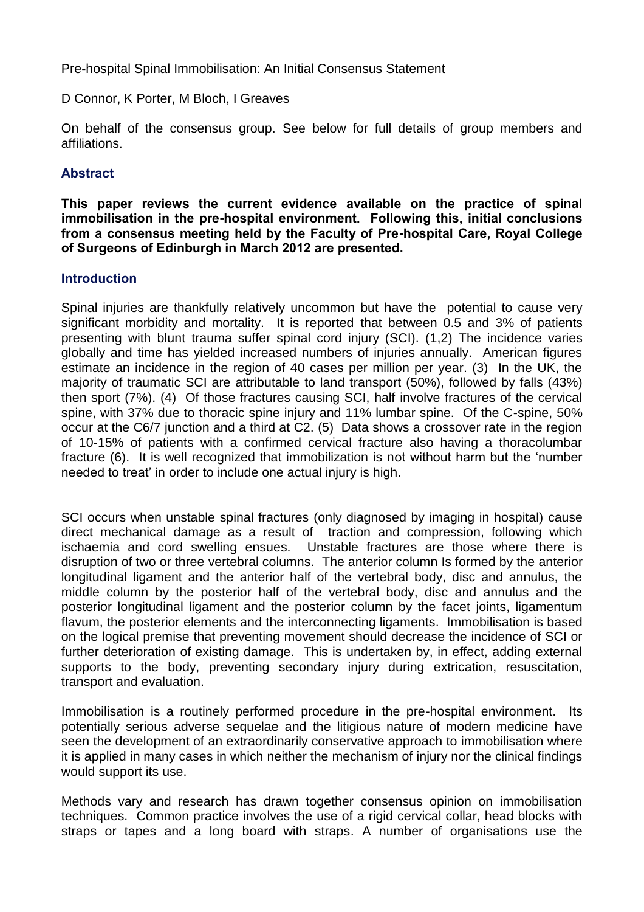Pre-hospital Spinal Immobilisation: An Initial Consensus Statement

D Connor, K Porter, M Bloch, I Greaves

On behalf of the consensus group. See below for full details of group members and affiliations.

## Abstract

**This paper reviews the current evidence available on the practice of spinal immobilisation in the pre-hospital environment. Following this, initial conclusions from a consensus meeting held by the Faculty of Pre-hospital Care, Royal College of Surgeons of Edinburgh in March 2012 are presented.**

## Introduction

Spinal injuries are thankfully relatively uncommon but have the potential to cause very significant morbidity and mortality. It is reported that between 0.5 and 3% of patients presenting with blunt trauma suffer spinal cord injury (SCI). (1,2) The incidence varies globally and time has yielded increased numbers of injuries annually. American figures estimate an incidence in the region of 40 cases per million per year. (3) In the UK, the majority of traumatic SCI are attributable to land transport (50%), followed by falls (43%) then sport (7%). (4) Of those fractures causing SCI, half involve fractures of the cervical spine, with 37% due to thoracic spine injury and 11% lumbar spine. Of the C-spine, 50% occur at the C6/7 junction and a third at C2. (5) Data shows a crossover rate in the region of 10-15% of patients with a confirmed cervical fracture also having a thoracolumbar fracture (6). It is well recognized that immobilization is not without harm but the 'number needed to treat' in order to include one actual injury is high.

SCI occurs when unstable spinal fractures (only diagnosed by imaging in hospital) cause direct mechanical damage as a result of traction and compression, following which ischaemia and cord swelling ensues. Unstable fractures are those where there is disruption of two or three vertebral columns. The anterior column Is formed by the anterior longitudinal ligament and the anterior half of the vertebral body, disc and annulus, the middle column by the posterior half of the vertebral body, disc and annulus and the posterior longitudinal ligament and the posterior column by the facet joints, ligamentum flavum, the posterior elements and the interconnecting ligaments. Immobilisation is based on the logical premise that preventing movement should decrease the incidence of SCI or further deterioration of existing damage. This is undertaken by, in effect, adding external supports to the body, preventing secondary injury during extrication, resuscitation, transport and evaluation.

Immobilisation is a routinely performed procedure in the pre-hospital environment. Its potentially serious adverse sequelae and the litigious nature of modern medicine have seen the development of an extraordinarily conservative approach to immobilisation where it is applied in many cases in which neither the mechanism of injury nor the clinical findings would support its use.

Methods vary and research has drawn together consensus opinion on immobilisation techniques. Common practice involves the use of a rigid cervical collar, head blocks with straps or tapes and a long board with straps. A number of organisations use the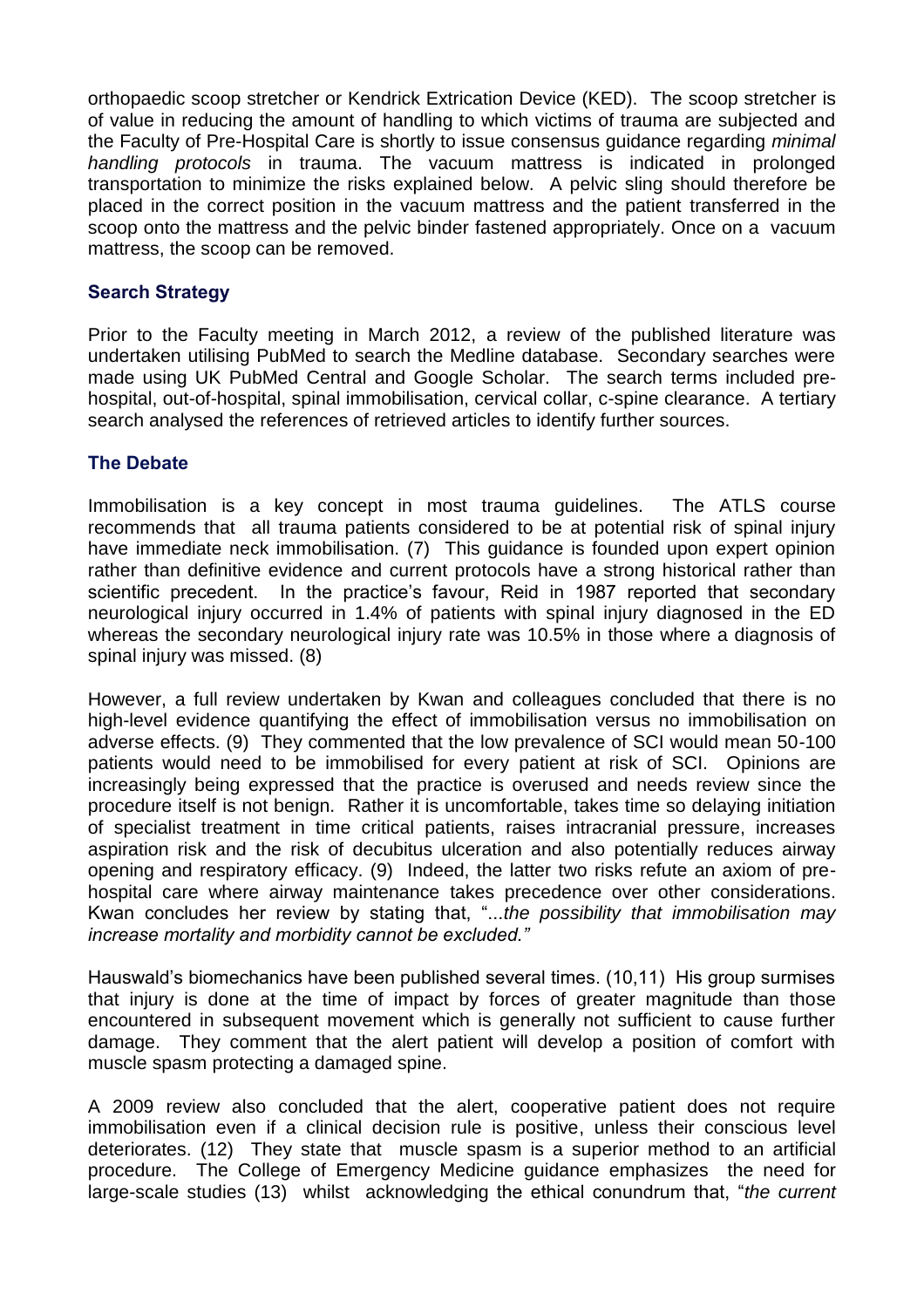orthopaedic scoop stretcher or Kendrick Extrication Device (KED). The scoop stretcher is of value in reducing the amount of handling to which victims of trauma are subjected and the Faculty of Pre-Hospital Care is shortly to issue consensus guidance regarding *minimal handling protocols* in trauma. The vacuum mattress is indicated in prolonged transportation to minimize the risks explained below. A pelvic sling should therefore be placed in the correct position in the vacuum mattress and the patient transferred in the scoop onto the mattress and the pelvic binder fastened appropriately. Once on a vacuum mattress, the scoop can be removed.

## Search Strategy

Prior to the Faculty meeting in March 2012, a review of the published literature was undertaken utilising PubMed to search the Medline database. Secondary searches were made using UK PubMed Central and Google Scholar. The search terms included pre-hospital, out-of-hospital, spinal immobilisation, cervical collar, c-spine clearance. A tertiary search analysed the references of retrieved articles to identify further sources.

## The Debate

Immobilisation is a key concept in most trauma guidelines. The ATLS course recommends that all trauma patients considered to be at potential risk of spinal injury have immediate neck immobilisation. (7) This guidance is founded upon expert opinion rather than definitive evidence and current protocols have a strong historical rather than scientific precedent. In the practice's favour, Reid in 1987 reported that secondary neurological injury occurred in 1.4% of patients with spinal injury diagnosed in the ED whereas the secondary neurological injury rate was 10.5% in those where a diagnosis of spinal injury was missed. (8)

However, a full review undertaken by Kwan and colleagues concluded that there is no high-level evidence quantifying the effect of immobilisation versus no immobilisation on adverse effects. (9) They commented that the low prevalence of SCI would mean 50-100 patients would need to be immobilised for every patient at risk of SCI. Opinions are increasingly being expressed that the practice is overused and needs review since the procedure itself is not benign. Rather it is uncomfortable, takes time so delaying initiation of specialist treatment in time critical patients, raises intracranial pressure, increases aspiration risk and the risk of decubitus ulceration and also potentially reduces airway opening and respiratory efficacy. (9) Indeed, the latter two risks refute an axiom of pre-hospital care where airway maintenance takes precedence over other considerations. Kwan concludes her review by stating that, "...*the possibility that immobilisation may increase mortality and morbidity cannot be excluded."*

Hauswald's biomechanics have been published several times. (10,11) His group surmises that injury is done at the time of impact by forces of greater magnitude than those encountered in subsequent movement which is generally not sufficient to cause further damage. They comment that the alert patient will develop a position of comfort with muscle spasm protecting a damaged spine.

A 2009 review also concluded that the alert, cooperative patient does not require immobilisation even if a clinical decision rule is positive, unless their conscious level deteriorates. (12) They state that muscle spasm is a superior method to an artificial procedure. The College of Emergency Medicine guidance emphasizes the need for large-scale studies (13) whilst acknowledging the ethical conundrum that, "*the current*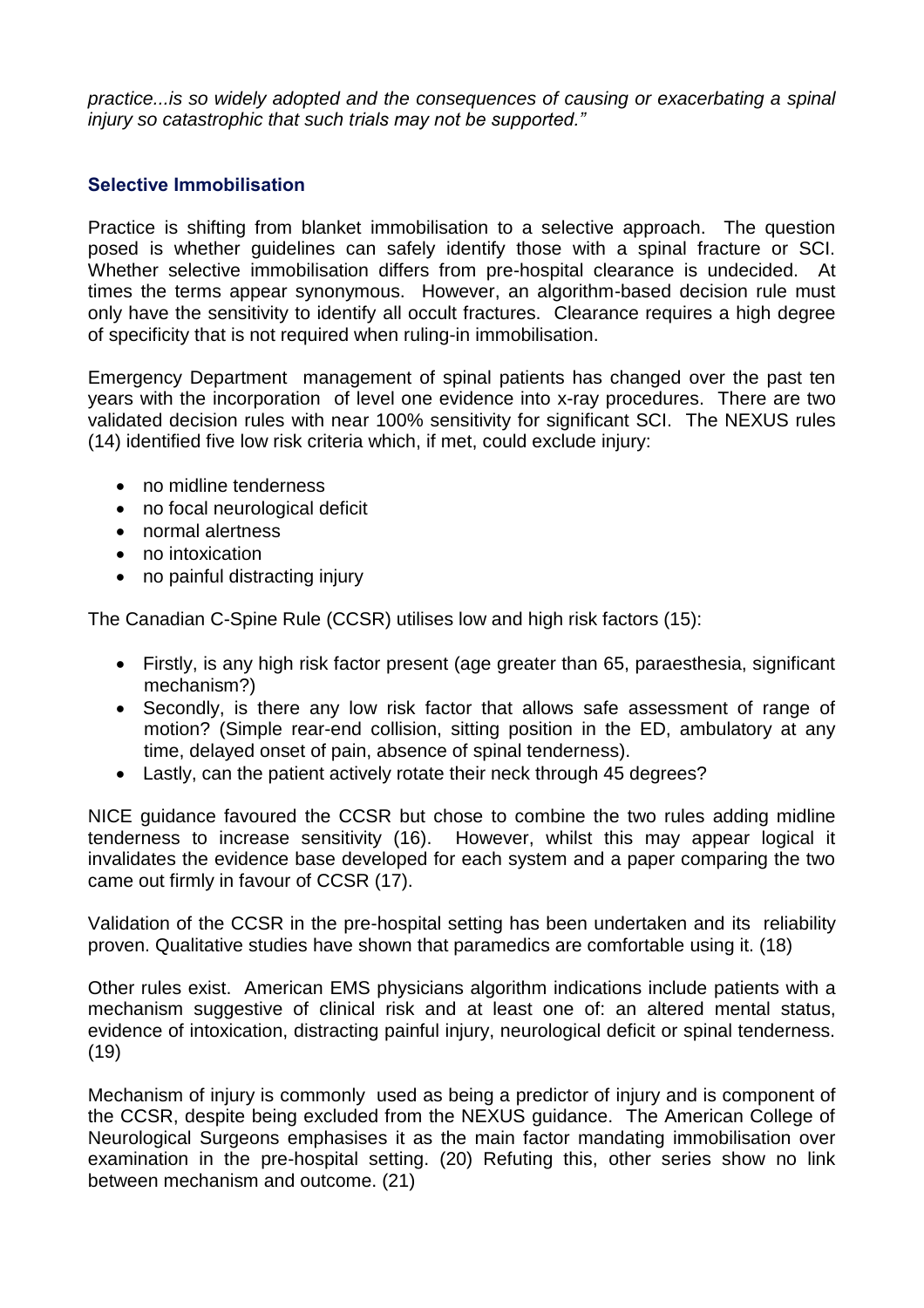*practice...is so widely adopted and the consequences of causing or exacerbating a spinal injury so catastrophic that such trials may not be supported."*

### Selective Immobilisation

Practice is shifting from blanket immobilisation to a selective approach. The question posed is whether guidelines can safely identify those with a spinal fracture or SCI. Whether selective immobilisation differs from pre-hospital clearance is undecided. At times the terms appear synonymous. However, an algorithm-based decision rule must only have the sensitivity to identify all occult fractures. Clearance requires a high degree of specificity that is not required when ruling-in immobilisation.

Emergency Department management of spinal patients has changed over the past ten years with the incorporation of level one evidence into x-ray procedures. There are two validated decision rules with near 100% sensitivity for significant SCI. The NEXUS rules (14) identified five low risk criteria which, if met, could exclude injury:

- no midline tenderness
- no focal neurological deficit
- normal alertness
- no intoxication
- no painful distracting injury

The Canadian C-Spine Rule (CCSR) utilises low and high risk factors (15):

- Firstly, is any high risk factor present (age greater than 65, paraesthesia, significant mechanism?)
- Secondly, is there any low risk factor that allows safe assessment of range of motion? (Simple rear-end collision, sitting position in the ED, ambulatory at any time, delayed onset of pain, absence of spinal tenderness).
- Lastly, can the patient actively rotate their neck through 45 degrees?

NICE guidance favoured the CCSR but chose to combine the two rules adding midline tenderness to increase sensitivity (16). However, whilst this may appear logical it invalidates the evidence base developed for each system and a paper comparing the two came out firmly in favour of CCSR (17).

Validation of the CCSR in the pre-hospital setting has been undertaken and its reliability proven. Qualitative studies have shown that paramedics are comfortable using it. (18)

Other rules exist. American EMS physicians algorithm indications include patients with a mechanism suggestive of clinical risk and at least one of: an altered mental status, evidence of intoxication, distracting painful injury, neurological deficit or spinal tenderness. (19)

Mechanism of injury is commonly used as being a predictor of injury and is component of the CCSR, despite being excluded from the NEXUS guidance. The American College of Neurological Surgeons emphasises it as the main factor mandating immobilisation over examination in the pre-hospital setting. (20) Refuting this, other series show no link between mechanism and outcome. (21)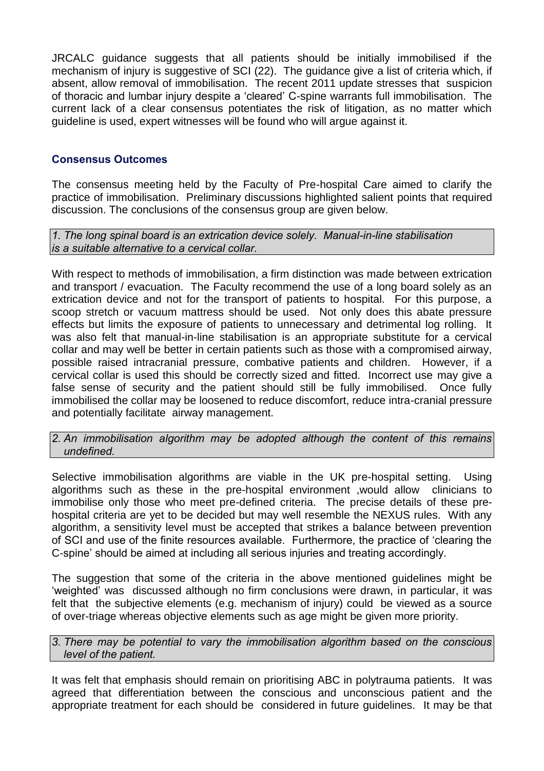JRCALC guidance suggests that all patients should be initially immobilised if the mechanism of injury is suggestive of SCI (22). The guidance give a list of criteria which, if absent, allow removal of immobilisation. The recent 2011 update stresses that suspicion of thoracic and lumbar injury despite a 'cleared' C-spine warrants full immobilisation. The current lack of a clear consensus potentiates the risk of litigation, as no matter which guideline is used, expert witnesses will be found who will argue against it.

### Consensus Outcomes

The consensus meeting held by the Faculty of Pre-hospital Care aimed to clarify the practice of immobilisation. Preliminary discussions highlighted salient points that required discussion. The conclusions of the consensus group are given below.

*1. The long spinal board is an extrication device solely. Manual-in-line stabilisation is a suitable alternative to a cervical collar.*

With respect to methods of immobilisation, a firm distinction was made between extrication and transport / evacuation. The Faculty recommend the use of a long board solely as an extrication device and not for the transport of patients to hospital. For this purpose, a scoop stretch or vacuum mattress should be used. Not only does this abate pressure effects but limits the exposure of patients to unnecessary and detrimental log rolling. It was also felt that manual-in-line stabilisation is an appropriate substitute for a cervical collar and may well be better in certain patients such as those with a compromised airway, possible raised intracranial pressure, combative patients and children. However, if a cervical collar is used this should be correctly sized and fitted. Incorrect use may give a false sense of security and the patient should still be fully immobilised. Once fully immobilised the collar may be loosened to reduce discomfort, reduce intra-cranial pressure and potentially facilitate airway management.

*2. An immobilisation algorithm may be adopted although the content of this remains undefined.*

Selective immobilisation algorithms are viable in the UK pre-hospital setting. Using algorithms such as these in the pre-hospital environment ,would allow clinicians to immobilise only those who meet pre-defined criteria. The precise details of these pre-hospital criteria are yet to be decided but may well resemble the NEXUS rules. With any algorithm, a sensitivity level must be accepted that strikes a balance between prevention of SCI and use of the finite resources available. Furthermore, the practice of 'clearing the C-spine' should be aimed at including all serious injuries and treating accordingly.

The suggestion that some of the criteria in the above mentioned guidelines might be 'weighted' was discussed although no firm conclusions were drawn, in particular, it was felt that the subjective elements (e.g. mechanism of injury) could be viewed as a source of over-triage whereas objective elements such as age might be given more priority.

*3. There may be potential to vary the immobilisation algorithm based on the conscious level of the patient.*

It was felt that emphasis should remain on prioritising ABC in polytrauma patients. It was agreed that differentiation between the conscious and unconscious patient and the appropriate treatment for each should be considered in future guidelines. It may be that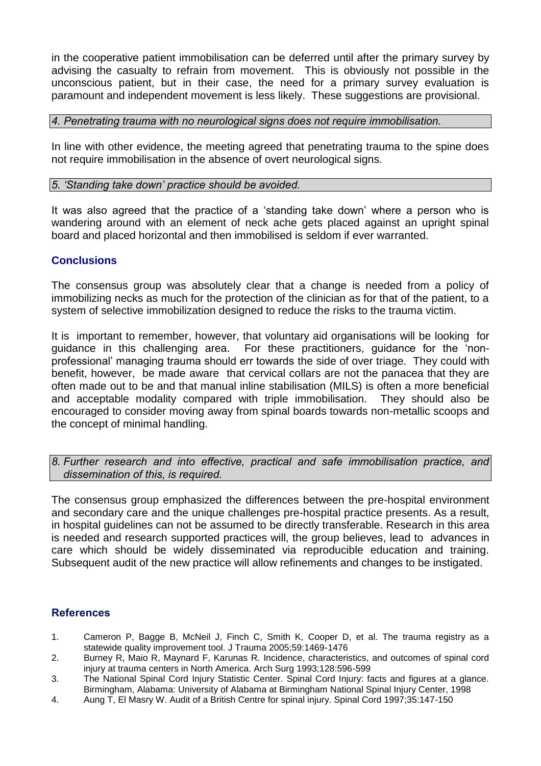in the cooperative patient immobilisation can be deferred until after the primary survey by advising the casualty to refrain from movement. This is obviously not possible in the unconscious patient, but in their case, the need for a primary survey evaluation is paramount and independent movement is less likely. These suggestions are provisional.

*4. Penetrating trauma with no neurological signs does not require immobilisation.*

In line with other evidence, the meeting agreed that penetrating trauma to the spine does not require immobilisation in the absence of overt neurological signs.

*5. 'Standing take down' practice should be avoided.*

It was also agreed that the practice of a 'standing take down' where a person who is wandering around with an element of neck ache gets placed against an upright spinal board and placed horizontal and then immobilised is seldom if ever warranted.

## Conclusions

The consensus group was absolutely clear that a change is needed from a policy of immobilizing necks as much for the protection of the clinician as for that of the patient, to a system of selective immobilization designed to reduce the risks to the trauma victim.

It is important to remember, however, that voluntary aid organisations will be looking for guidance in this challenging area. For these practitioners, guidance for the 'non-professional' managing trauma should err towards the side of over triage. They could with benefit, however, be made aware that cervical collars are not the panacea that they are often made out to be and that manual inline stabilisation (MILS) is often a more beneficial and acceptable modality compared with triple immobilisation. They should also be encouraged to consider moving away from spinal boards towards non-metallic scoops and the concept of minimal handling.

*8. Further research and into effective, practical and safe immobilisation practice, and dissemination of this, is required.*

The consensus group emphasized the differences between the pre-hospital environment and secondary care and the unique challenges pre-hospital practice presents. As a result, in hospital guidelines can not be assumed to be directly transferable. Research in this area is needed and research supported practices will, the group believes, lead to advances in care which should be widely disseminated via reproducible education and training. Subsequent audit of the new practice will allow refinements and changes to be instigated.

## References

1. Cameron P, Bagge B, McNeil J, Finch C, Smith K, Cooper D, et al. The trauma registry as a statewide quality improvement tool. J Trauma 2005;59:1469-1476
2. Burney R, Maio R, Maynard F, Karunas R. Incidence, characteristics, and outcomes of spinal cord injury at trauma centers in North America. Arch Surg 1993;128:596-599
3. The National Spinal Cord Injury Statistic Center. Spinal Cord Injury: facts and figures at a glance. Birmingham, Alabama: University of Alabama at Birmingham National Spinal Injury Center, 1998
4. Aung T, El Masry W. Audit of a British Centre for spinal injury. Spinal Cord 1997;35:147-150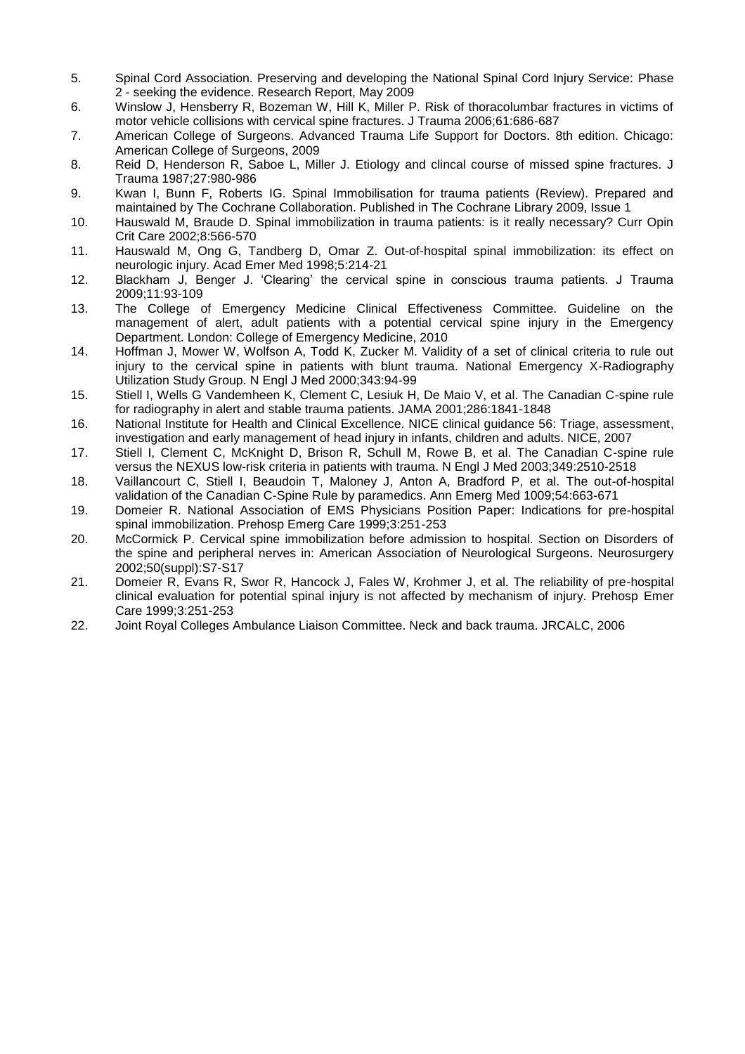5. Spinal Cord Association. Preserving and developing the National Spinal Cord Injury Service: Phase 2 - seeking the evidence. Research Report, May 2009
6. Winslow J, Hensberry R, Bozeman W, Hill K, Miller P. Risk of thoracolumbar fractures in victims of motor vehicle collisions with cervical spine fractures. J Trauma 2006;61:686-687
7. American College of Surgeons. Advanced Trauma Life Support for Doctors. 8th edition. Chicago: American College of Surgeons, 2009
8. Reid D, Henderson R, Saboe L, Miller J. Etiology and clincal course of missed spine fractures. J Trauma 1987;27:980-986
9. Kwan I, Bunn F, Roberts IG. Spinal Immobilisation for trauma patients (Review). Prepared and maintained by The Cochrane Collaboration. Published in The Cochrane Library 2009, Issue 1
10. Hauswald M, Braude D. Spinal immobilization in trauma patients: is it really necessary? Curr Opin Crit Care 2002;8:566-570
11. Hauswald M, Ong G, Tandberg D, Omar Z. Out-of-hospital spinal immobilization: its effect on neurologic injury. Acad Emer Med 1998;5:214-21
12. Blackham J, Benger J. 'Clearing' the cervical spine in conscious trauma patients. J Trauma 2009;11:93-109
13. The College of Emergency Medicine Clinical Effectiveness Committee. Guideline on the management of alert, adult patients with a potential cervical spine injury in the Emergency Department. London: College of Emergency Medicine, 2010
14. Hoffman J, Mower W, Wolfson A, Todd K, Zucker M. Validity of a set of clinical criteria to rule out injury to the cervical spine in patients with blunt trauma. National Emergency X-Radiography Utilization Study Group. N Engl J Med 2000;343:94-99
15. Stiell I, Wells G Vandemheen K, Clement C, Lesiuk H, De Maio V, et al. The Canadian C-spine rule for radiography in alert and stable trauma patients. JAMA 2001;286:1841-1848
16. National Institute for Health and Clinical Excellence. NICE clinical guidance 56: Triage, assessment, investigation and early management of head injury in infants, children and adults. NICE, 2007
17. Stiell I, Clement C, McKnight D, Brison R, Schull M, Rowe B, et al. The Canadian C-spine rule versus the NEXUS low-risk criteria in patients with trauma. N Engl J Med 2003;349:2510-2518
18. Vaillancourt C, Stiell I, Beaudoin T, Maloney J, Anton A, Bradford P, et al. The out-of-hospital validation of the Canadian C-Spine Rule by paramedics. Ann Emerg Med 1009;54:663-671
19. Domeier R. National Association of EMS Physicians Position Paper: Indications for pre-hospital spinal immobilization. Prehosp Emerg Care 1999;3:251-253
20. McCormick P. Cervical spine immobilization before admission to hospital. Section on Disorders of the spine and peripheral nerves in: American Association of Neurological Surgeons. Neurosurgery 2002;50(suppl):S7-S17
21. Domeier R, Evans R, Swor R, Hancock J, Fales W, Krohmer J, et al. The reliability of pre-hospital clinical evaluation for potential spinal injury is not affected by mechanism of injury. Prehosp Emer Care 1999;3:251-253
22. Joint Royal Colleges Ambulance Liaison Committee. Neck and back trauma. JRCALC, 2006